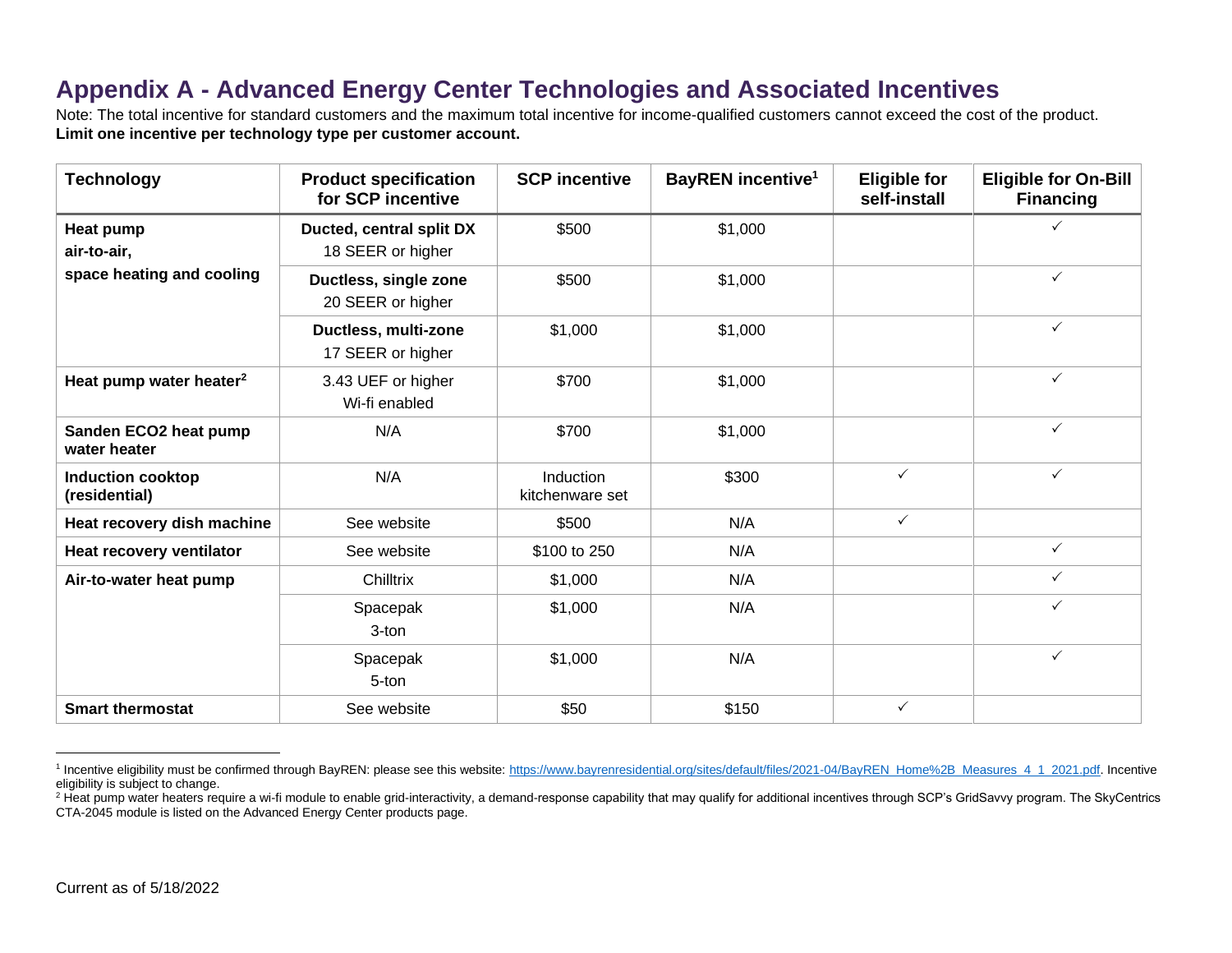# Appendix A - Advanced Energy Center Technologies and Associated Incentives

Note: The total incentive for standard customers and the maximum total incentive for income-qualified customers cannot exceed the cost of the product.
**Limit one incentive per technology type per customer account.**

| Technology | Product specification for SCP incentive | SCP incentive | BayREN incentive[1] | Eligible for self-install | Eligible for On-Bill Financing |
|---|---|---|---|---|---|
| **Heat pump air-to-air, space heating and cooling** | **Ducted, central split DX** 18 SEER or higher | $500 | $1,000 | | ✓ |
| | **Ductless, single zone** 20 SEER or higher | $500 | $1,000 | | ✓ |
| | **Ductless, multi-zone** 17 SEER or higher | $1,000 | $1,000 | | ✓ |
| **Heat pump water heater[2]** | 3.43 UEF or higher Wi-fi enabled | $700 | $1,000 | | ✓ |
| **Sanden ECO2 heat pump water heater** | N/A | $700 | $1,000 | | ✓ |
| **Induction cooktop (residential)** | N/A | Induction kitchenware set | $300 | ✓ | ✓ |
| **Heat recovery dish machine** | See website | $500 | N/A | ✓ | |
| **Heat recovery ventilator** | See website | $100 to 250 | N/A | | ✓ |
| **Air-to-water heat pump** | Chilltrix | $1,000 | N/A | | ✓ |
| | Spacepak 3-ton | $1,000 | N/A | | ✓ |
| | Spacepak 5-ton | $1,000 | N/A | | ✓ |
| **Smart thermostat** | See website | $50 | $150 | ✓ | |

[1] Incentive eligibility must be confirmed through BayREN: please see this website: https://www.bayrenresidential.org/sites/default/files/2021-04/BayREN_Home%2B_Measures_4_1_2021.pdf. Incentive eligibility is subject to change.

[2] Heat pump water heaters require a wi-fi module to enable grid-interactivity, a demand-response capability that may qualify for additional incentives through SCP's GridSavvy program. The SkyCentrics CTA-2045 module is listed on the Advanced Energy Center products page.

Current as of 5/18/2022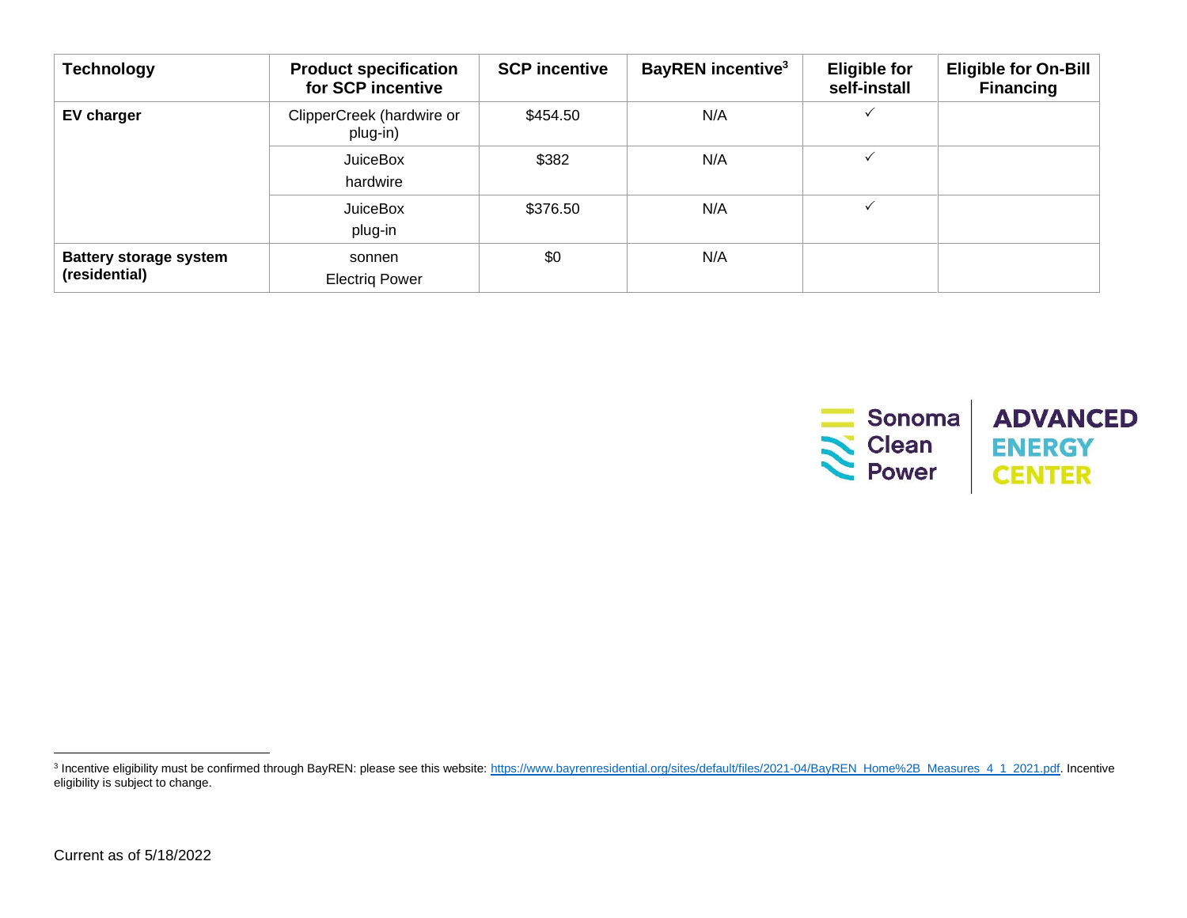| Technology | Product specification for SCP incentive | SCP incentive | BayREN incentive[3] | Eligible for self-install | Eligible for On-Bill Financing |
|---|---|---|---|---|---|
| **EV charger** | ClipperCreek (hardwire or plug-in) | $454.50 | N/A | ✓ | |
| | JuiceBox hardwire | $382 | N/A | ✓ | |
| | JuiceBox plug-in | $376.50 | N/A | ✓ | |
| **Battery storage system (residential)** | sonnen Electriq Power | $0 | N/A | | |

Sonoma Clean Power | ADVANCED ENERGY CENTER

[3] Incentive eligibility must be confirmed through BayREN: please see this website: https://www.bayrenresidential.org/sites/default/files/2021-04/BayREN_Home%2B_Measures_4_1_2021.pdf. Incentive eligibility is subject to change.

Current as of 5/18/2022